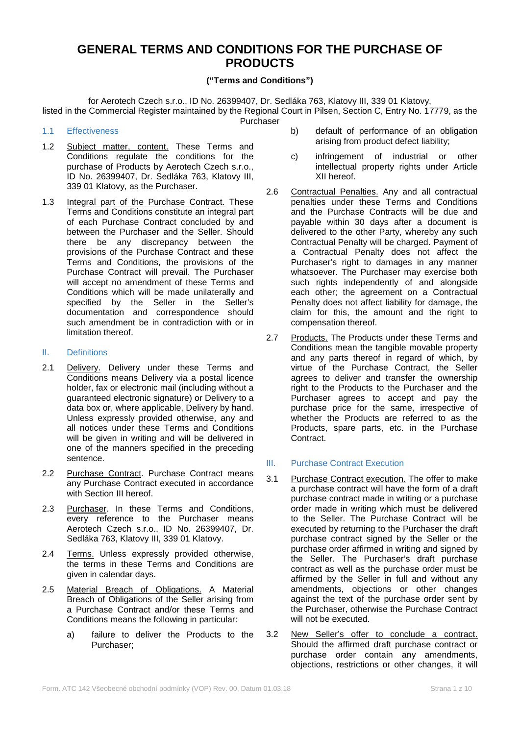# GENERAL TERMS AND CONDITIONS FOR THE PURCHASE OF PRODUCTS

**("Terms and Conditions")**

for Aerotech Czech s.r.o., ID No. 26399407, Dr. Sedláka 763, Klatovy III, 339 01 Klatovy, listed in the Commercial Register maintained by the Regional Court in Pilsen, Section C, Entry No. 17779, as the Purchaser

## 1.1 Effectiveness

1.2 Subject matter, content. These Terms and Conditions regulate the conditions for the purchase of Products by Aerotech Czech s.r.o., ID No. 26399407, Dr. Sedláka 763, Klatovy III, 339 01 Klatovy, as the Purchaser.

1.3 Integral part of the Purchase Contract. These Terms and Conditions constitute an integral part of each Purchase Contract concluded by and between the Purchaser and the Seller. Should there be any discrepancy between the provisions of the Purchase Contract and these Terms and Conditions, the provisions of the Purchase Contract will prevail. The Purchaser will accept no amendment of these Terms and Conditions which will be made unilaterally and specified by the Seller in the Seller's documentation and correspondence should such amendment be in contradiction with or in limitation thereof.

## II. Definitions

2.1 Delivery. Delivery under these Terms and Conditions means Delivery via a postal licence holder, fax or electronic mail (including without a guaranteed electronic signature) or Delivery to a data box or, where applicable, Delivery by hand. Unless expressly provided otherwise, any and all notices under these Terms and Conditions will be given in writing and will be delivered in one of the manners specified in the preceding sentence.

2.2 Purchase Contract. Purchase Contract means any Purchase Contract executed in accordance with Section III hereof.

2.3 Purchaser. In these Terms and Conditions, every reference to the Purchaser means Aerotech Czech s.r.o., ID No. 26399407, Dr. Sedláka 763, Klatovy III, 339 01 Klatovy.

2.4 Terms. Unless expressly provided otherwise, the terms in these Terms and Conditions are given in calendar days.

2.5 Material Breach of Obligations. A Material Breach of Obligations of the Seller arising from a Purchase Contract and/or these Terms and Conditions means the following in particular:

- a) failure to deliver the Products to the Purchaser;
- b) default of performance of an obligation arising from product defect liability;
- c) infringement of industrial or other intellectual property rights under Article XII hereof.

2.6 Contractual Penalties. Any and all contractual penalties under these Terms and Conditions and the Purchase Contracts will be due and payable within 30 days after a document is delivered to the other Party, whereby any such Contractual Penalty will be charged. Payment of a Contractual Penalty does not affect the Purchaser's right to damages in any manner whatsoever. The Purchaser may exercise both such rights independently of and alongside each other; the agreement on a Contractual Penalty does not affect liability for damage, the claim for this, the amount and the right to compensation thereof.

2.7 Products. The Products under these Terms and Conditions mean the tangible movable property and any parts thereof in regard of which, by virtue of the Purchase Contract, the Seller agrees to deliver and transfer the ownership right to the Products to the Purchaser and the Purchaser agrees to accept and pay the purchase price for the same, irrespective of whether the Products are referred to as the Products, spare parts, etc. in the Purchase Contract.

## III. Purchase Contract Execution

3.1 Purchase Contract execution. The offer to make a purchase contract will have the form of a draft purchase contract made in writing or a purchase order made in writing which must be delivered to the Seller. The Purchase Contract will be executed by returning to the Purchaser the draft purchase contract signed by the Seller or the purchase order affirmed in writing and signed by the Seller. The Purchaser's draft purchase contract as well as the purchase order must be affirmed by the Seller in full and without any amendments, objections or other changes against the text of the purchase order sent by the Purchaser, otherwise the Purchase Contract will not be executed.

3.2 New Seller's offer to conclude a contract. Should the affirmed draft purchase contract or purchase order contain any amendments, objections, restrictions or other changes, it will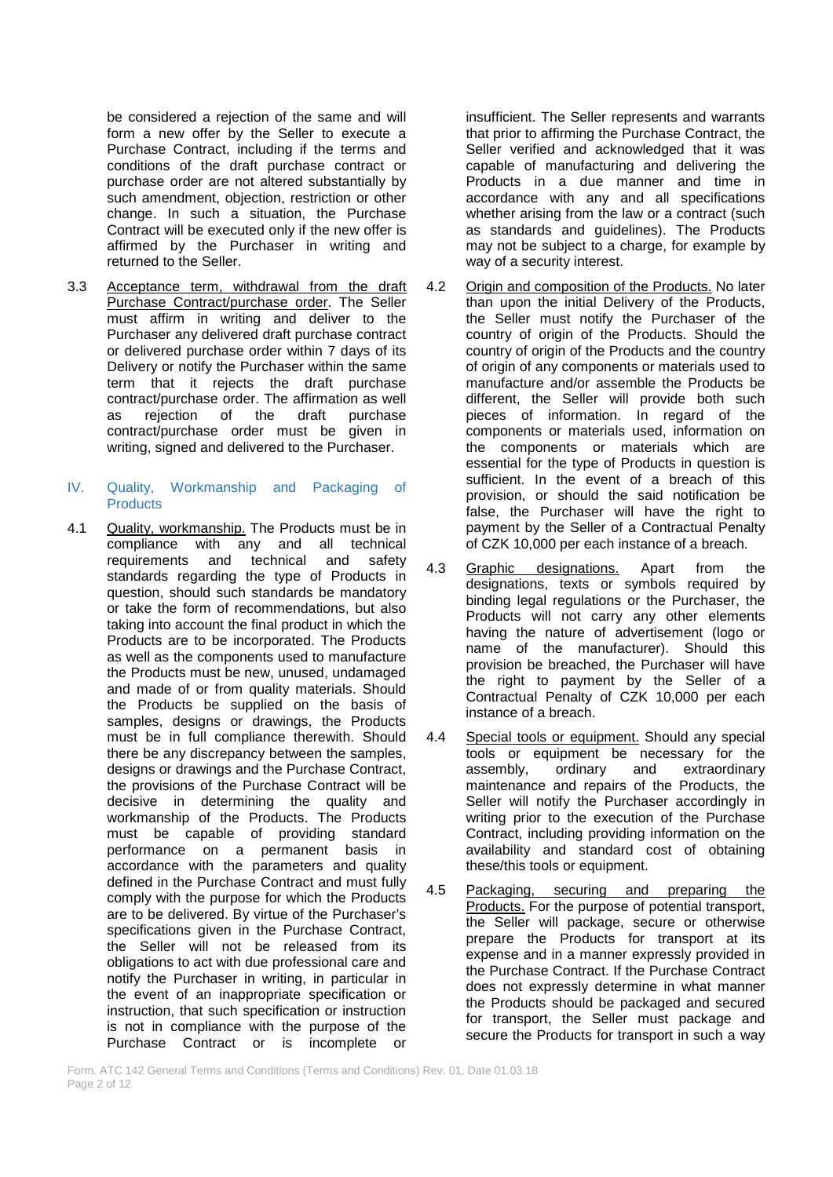be considered a rejection of the same and will form a new offer by the Seller to execute a Purchase Contract, including if the terms and conditions of the draft purchase contract or purchase order are not altered substantially by such amendment, objection, restriction or other change. In such a situation, the Purchase Contract will be executed only if the new offer is affirmed by the Purchaser in writing and returned to the Seller.

3.3 Acceptance term, withdrawal from the draft Purchase Contract/purchase order. The Seller must affirm in writing and deliver to the Purchaser any delivered draft purchase contract or delivered purchase order within 7 days of its Delivery or notify the Purchaser within the same term that it rejects the draft purchase contract/purchase order. The affirmation as well as rejection of the draft purchase contract/purchase order must be given in writing, signed and delivered to the Purchaser.

## IV. Quality, Workmanship and Packaging of Products

4.1 Quality, workmanship. The Products must be in compliance with any and all technical requirements and technical and safety standards regarding the type of Products in question, should such standards be mandatory or take the form of recommendations, but also taking into account the final product in which the Products are to be incorporated. The Products as well as the components used to manufacture the Products must be new, unused, undamaged and made of or from quality materials. Should the Products be supplied on the basis of samples, designs or drawings, the Products must be in full compliance therewith. Should there be any discrepancy between the samples, designs or drawings and the Purchase Contract, the provisions of the Purchase Contract will be decisive in determining the quality and workmanship of the Products. The Products must be capable of providing standard performance on a permanent basis in accordance with the parameters and quality defined in the Purchase Contract and must fully comply with the purpose for which the Products are to be delivered. By virtue of the Purchaser's specifications given in the Purchase Contract, the Seller will not be released from its obligations to act with due professional care and notify the Purchaser in writing, in particular in the event of an inappropriate specification or instruction, that such specification or instruction is not in compliance with the purpose of the Purchase Contract or is incomplete or insufficient. The Seller represents and warrants that prior to affirming the Purchase Contract, the Seller verified and acknowledged that it was capable of manufacturing and delivering the Products in a due manner and time in accordance with any and all specifications whether arising from the law or a contract (such as standards and guidelines). The Products may not be subject to a charge, for example by way of a security interest.

4.2 Origin and composition of the Products. No later than upon the initial Delivery of the Products, the Seller must notify the Purchaser of the country of origin of the Products. Should the country of origin of the Products and the country of origin of any components or materials used to manufacture and/or assemble the Products be different, the Seller will provide both such pieces of information. In regard of the components or materials used, information on the components or materials which are essential for the type of Products in question is sufficient. In the event of a breach of this provision, or should the said notification be false, the Purchaser will have the right to payment by the Seller of a Contractual Penalty of CZK 10,000 per each instance of a breach.

4.3 Graphic designations. Apart from the designations, texts or symbols required by binding legal regulations or the Purchaser, the Products will not carry any other elements having the nature of advertisement (logo or name of the manufacturer). Should this provision be breached, the Purchaser will have the right to payment by the Seller of a Contractual Penalty of CZK 10,000 per each instance of a breach.

4.4 Special tools or equipment. Should any special tools or equipment be necessary for the assembly, ordinary and extraordinary maintenance and repairs of the Products, the Seller will notify the Purchaser accordingly in writing prior to the execution of the Purchase Contract, including providing information on the availability and standard cost of obtaining these/this tools or equipment.

4.5 Packaging, securing and preparing the Products. For the purpose of potential transport, the Seller will package, secure or otherwise prepare the Products for transport at its expense and in a manner expressly provided in the Purchase Contract. If the Purchase Contract does not expressly determine in what manner the Products should be packaged and secured for transport, the Seller must package and secure the Products for transport in such a way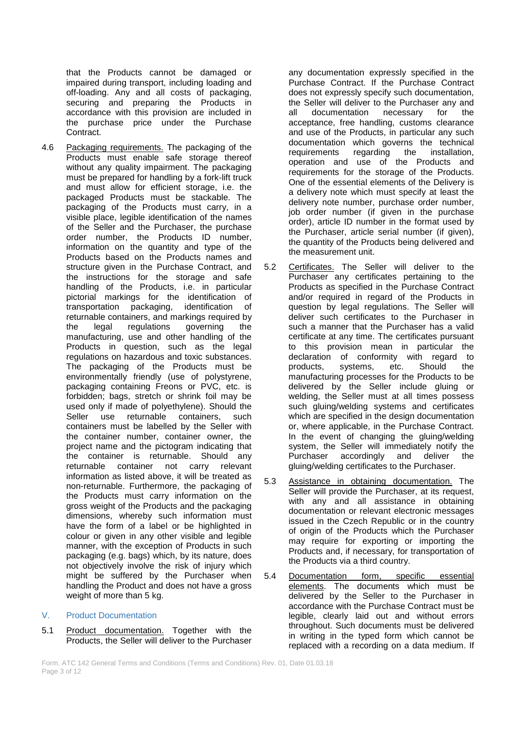that the Products cannot be damaged or impaired during transport, including loading and off-loading. Any and all costs of packaging, securing and preparing the Products in accordance with this provision are included in the purchase price under the Purchase Contract.

4.6 Packaging requirements. The packaging of the Products must enable safe storage thereof without any quality impairment. The packaging must be prepared for handling by a fork-lift truck and must allow for efficient storage, i.e. the packaged Products must be stackable. The packaging of the Products must carry, in a visible place, legible identification of the names of the Seller and the Purchaser, the purchase order number, the Products ID number, information on the quantity and type of the Products based on the Products names and structure given in the Purchase Contract, and the instructions for the storage and safe handling of the Products, i.e. in particular pictorial markings for the identification of transportation packaging, identification of returnable containers, and markings required by the legal regulations governing the manufacturing, use and other handling of the Products in question, such as the legal regulations on hazardous and toxic substances. The packaging of the Products must be environmentally friendly (use of polystyrene, packaging containing Freons or PVC, etc. is forbidden; bags, stretch or shrink foil may be used only if made of polyethylene). Should the Seller use returnable containers, such containers must be labelled by the Seller with the container number, container owner, the project name and the pictogram indicating that the container is returnable. Should any returnable container not carry relevant information as listed above, it will be treated as non-returnable. Furthermore, the packaging of the Products must carry information on the gross weight of the Products and the packaging dimensions, whereby such information must have the form of a label or be highlighted in colour or given in any other visible and legible manner, with the exception of Products in such packaging (e.g. bags) which, by its nature, does not objectively involve the risk of injury which might be suffered by the Purchaser when handling the Product and does not have a gross weight of more than 5 kg.

## V. Product Documentation

5.1 Product documentation. Together with the Products, the Seller will deliver to the Purchaser any documentation expressly specified in the Purchase Contract. If the Purchase Contract does not expressly specify such documentation, the Seller will deliver to the Purchaser any and all documentation necessary for the acceptance, free handling, customs clearance and use of the Products, in particular any such documentation which governs the technical requirements regarding the installation, operation and use of the Products and requirements for the storage of the Products. One of the essential elements of the Delivery is a delivery note which must specify at least the delivery note number, purchase order number, job order number (if given in the purchase order), article ID number in the format used by the Purchaser, article serial number (if given), the quantity of the Products being delivered and the measurement unit.

5.2 Certificates. The Seller will deliver to the Purchaser any certificates pertaining to the Products as specified in the Purchase Contract and/or required in regard of the Products in question by legal regulations. The Seller will deliver such certificates to the Purchaser in such a manner that the Purchaser has a valid certificate at any time. The certificates pursuant to this provision mean in particular the declaration of conformity with regard to products, systems, etc. Should the manufacturing processes for the Products to be delivered by the Seller include gluing or welding, the Seller must at all times possess such gluing/welding systems and certificates which are specified in the design documentation or, where applicable, in the Purchase Contract. In the event of changing the gluing/welding system, the Seller will immediately notify the Purchaser accordingly and deliver the gluing/welding certificates to the Purchaser.

5.3 Assistance in obtaining documentation. The Seller will provide the Purchaser, at its request, with any and all assistance in obtaining documentation or relevant electronic messages issued in the Czech Republic or in the country of origin of the Products which the Purchaser may require for exporting or importing the Products and, if necessary, for transportation of the Products via a third country.

5.4 Documentation form, specific essential elements. The documents which must be delivered by the Seller to the Purchaser in accordance with the Purchase Contract must be legible, clearly laid out and without errors throughout. Such documents must be delivered in writing in the typed form which cannot be replaced with a recording on a data medium. If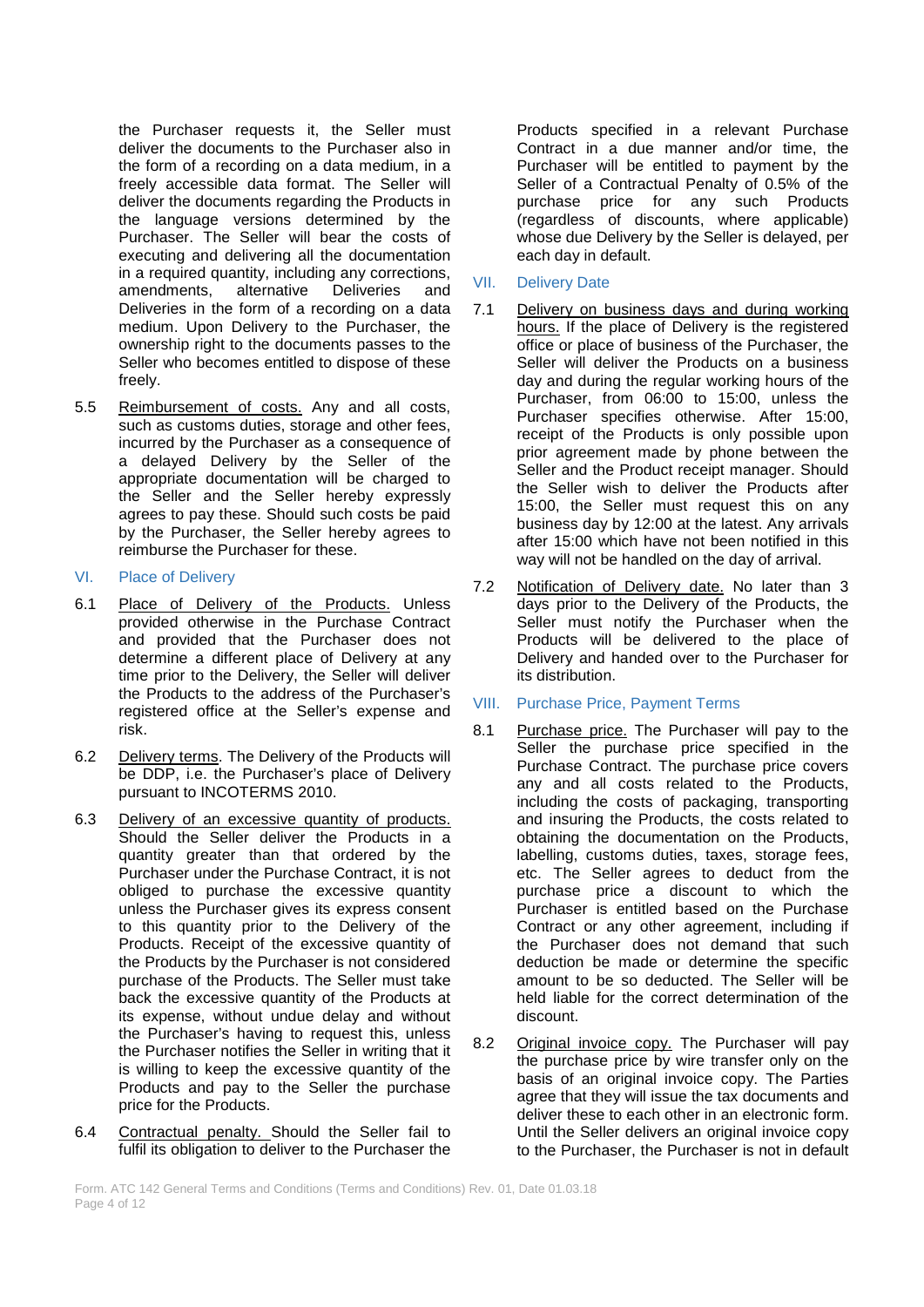the Purchaser requests it, the Seller must deliver the documents to the Purchaser also in the form of a recording on a data medium, in a freely accessible data format. The Seller will deliver the documents regarding the Products in the language versions determined by the Purchaser. The Seller will bear the costs of executing and delivering all the documentation in a required quantity, including any corrections, amendments, alternative Deliveries and Deliveries in the form of a recording on a data medium. Upon Delivery to the Purchaser, the ownership right to the documents passes to the Seller who becomes entitled to dispose of these freely.

5.5 Reimbursement of costs. Any and all costs, such as customs duties, storage and other fees, incurred by the Purchaser as a consequence of a delayed Delivery by the Seller of the appropriate documentation will be charged to the Seller and the Seller hereby expressly agrees to pay these. Should such costs be paid by the Purchaser, the Seller hereby agrees to reimburse the Purchaser for these.

## VI. Place of Delivery

6.1 Place of Delivery of the Products. Unless provided otherwise in the Purchase Contract and provided that the Purchaser does not determine a different place of Delivery at any time prior to the Delivery, the Seller will deliver the Products to the address of the Purchaser's registered office at the Seller's expense and risk.

6.2 Delivery terms. The Delivery of the Products will be DDP, i.e. the Purchaser's place of Delivery pursuant to INCOTERMS 2010.

6.3 Delivery of an excessive quantity of products. Should the Seller deliver the Products in a quantity greater than that ordered by the Purchaser under the Purchase Contract, it is not obliged to purchase the excessive quantity unless the Purchaser gives its express consent to this quantity prior to the Delivery of the Products. Receipt of the excessive quantity of the Products by the Purchaser is not considered purchase of the Products. The Seller must take back the excessive quantity of the Products at its expense, without undue delay and without the Purchaser's having to request this, unless the Purchaser notifies the Seller in writing that it is willing to keep the excessive quantity of the Products and pay to the Seller the purchase price for the Products.

6.4 Contractual penalty. Should the Seller fail to fulfil its obligation to deliver to the Purchaser the Products specified in a relevant Purchase Contract in a due manner and/or time, the Purchaser will be entitled to payment by the Seller of a Contractual Penalty of 0.5% of the purchase price for any such Products (regardless of discounts, where applicable) whose due Delivery by the Seller is delayed, per each day in default.

## VII. Delivery Date

7.1 Delivery on business days and during working hours. If the place of Delivery is the registered office or place of business of the Purchaser, the Seller will deliver the Products on a business day and during the regular working hours of the Purchaser, from 06:00 to 15:00, unless the Purchaser specifies otherwise. After 15:00, receipt of the Products is only possible upon prior agreement made by phone between the Seller and the Product receipt manager. Should the Seller wish to deliver the Products after 15:00, the Seller must request this on any business day by 12:00 at the latest. Any arrivals after 15:00 which have not been notified in this way will not be handled on the day of arrival.

7.2 Notification of Delivery date. No later than 3 days prior to the Delivery of the Products, the Seller must notify the Purchaser when the Products will be delivered to the place of Delivery and handed over to the Purchaser for its distribution.

## VIII. Purchase Price, Payment Terms

8.1 Purchase price. The Purchaser will pay to the Seller the purchase price specified in the Purchase Contract. The purchase price covers any and all costs related to the Products, including the costs of packaging, transporting and insuring the Products, the costs related to obtaining the documentation on the Products, labelling, customs duties, taxes, storage fees, etc. The Seller agrees to deduct from the purchase price a discount to which the Purchaser is entitled based on the Purchase Contract or any other agreement, including if the Purchaser does not demand that such deduction be made or determine the specific amount to be so deducted. The Seller will be held liable for the correct determination of the discount.

8.2 Original invoice copy. The Purchaser will pay the purchase price by wire transfer only on the basis of an original invoice copy. The Parties agree that they will issue the tax documents and deliver these to each other in an electronic form. Until the Seller delivers an original invoice copy to the Purchaser, the Purchaser is not in default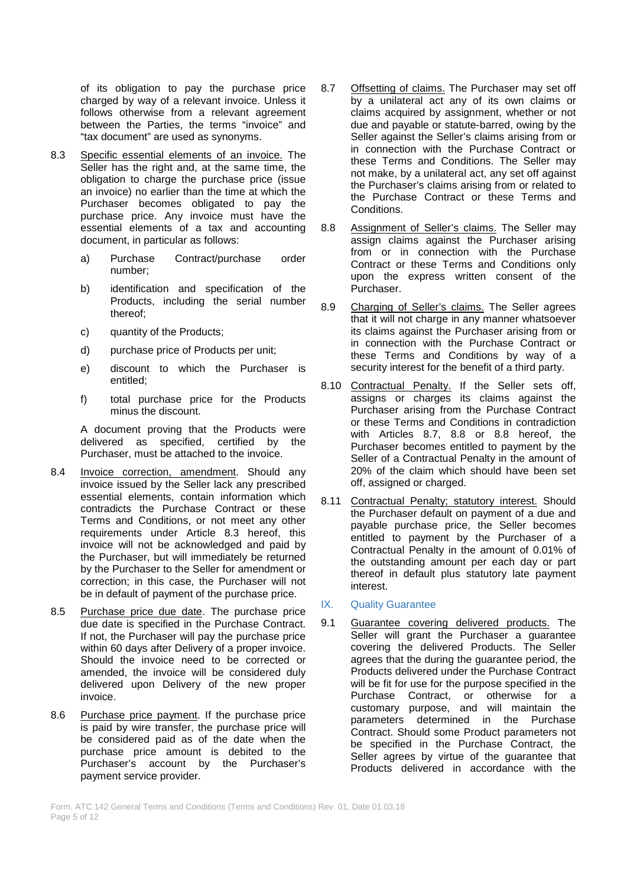of its obligation to pay the purchase price charged by way of a relevant invoice. Unless it follows otherwise from a relevant agreement between the Parties, the terms "invoice" and "tax document" are used as synonyms.

8.3 Specific essential elements of an invoice. The Seller has the right and, at the same time, the obligation to charge the purchase price (issue an invoice) no earlier than the time at which the Purchaser becomes obligated to pay the purchase price. Any invoice must have the essential elements of a tax and accounting document, in particular as follows:

a) Purchase Contract/purchase order number;

b) identification and specification of the Products, including the serial number thereof;

c) quantity of the Products;

d) purchase price of Products per unit;

e) discount to which the Purchaser is entitled;

f) total purchase price for the Products minus the discount.

A document proving that the Products were delivered as specified, certified by the Purchaser, must be attached to the invoice.

8.4 Invoice correction, amendment. Should any invoice issued by the Seller lack any prescribed essential elements, contain information which contradicts the Purchase Contract or these Terms and Conditions, or not meet any other requirements under Article 8.3 hereof, this invoice will not be acknowledged and paid by the Purchaser, but will immediately be returned by the Purchaser to the Seller for amendment or correction; in this case, the Purchaser will not be in default of payment of the purchase price.

8.5 Purchase price due date. The purchase price due date is specified in the Purchase Contract. If not, the Purchaser will pay the purchase price within 60 days after Delivery of a proper invoice. Should the invoice need to be corrected or amended, the invoice will be considered duly delivered upon Delivery of the new proper invoice.

8.6 Purchase price payment. If the purchase price is paid by wire transfer, the purchase price will be considered paid as of the date when the purchase price amount is debited to the Purchaser's account by the Purchaser's payment service provider.

8.7 Offsetting of claims. The Purchaser may set off by a unilateral act any of its own claims or claims acquired by assignment, whether or not due and payable or statute-barred, owing by the Seller against the Seller's claims arising from or in connection with the Purchase Contract or these Terms and Conditions. The Seller may not make, by a unilateral act, any set off against the Purchaser's claims arising from or related to the Purchase Contract or these Terms and Conditions.

8.8 Assignment of Seller's claims. The Seller may assign claims against the Purchaser arising from or in connection with the Purchase Contract or these Terms and Conditions only upon the express written consent of the Purchaser.

8.9 Charging of Seller's claims. The Seller agrees that it will not charge in any manner whatsoever its claims against the Purchaser arising from or in connection with the Purchase Contract or these Terms and Conditions by way of a security interest for the benefit of a third party.

8.10 Contractual Penalty. If the Seller sets off, assigns or charges its claims against the Purchaser arising from the Purchase Contract or these Terms and Conditions in contradiction with Articles 8.7, 8.8 or 8.8 hereof, the Purchaser becomes entitled to payment by the Seller of a Contractual Penalty in the amount of 20% of the claim which should have been set off, assigned or charged.

8.11 Contractual Penalty; statutory interest. Should the Purchaser default on payment of a due and payable purchase price, the Seller becomes entitled to payment by the Purchaser of a Contractual Penalty in the amount of 0.01% of the outstanding amount per each day or part thereof in default plus statutory late payment interest.

## IX. Quality Guarantee

9.1 Guarantee covering delivered products. The Seller will grant the Purchaser a guarantee covering the delivered Products. The Seller agrees that the during the guarantee period, the Products delivered under the Purchase Contract will be fit for use for the purpose specified in the Purchase Contract, or otherwise for a customary purpose, and will maintain the parameters determined in the Purchase Contract. Should some Product parameters not be specified in the Purchase Contract, the Seller agrees by virtue of the guarantee that Products delivered in accordance with the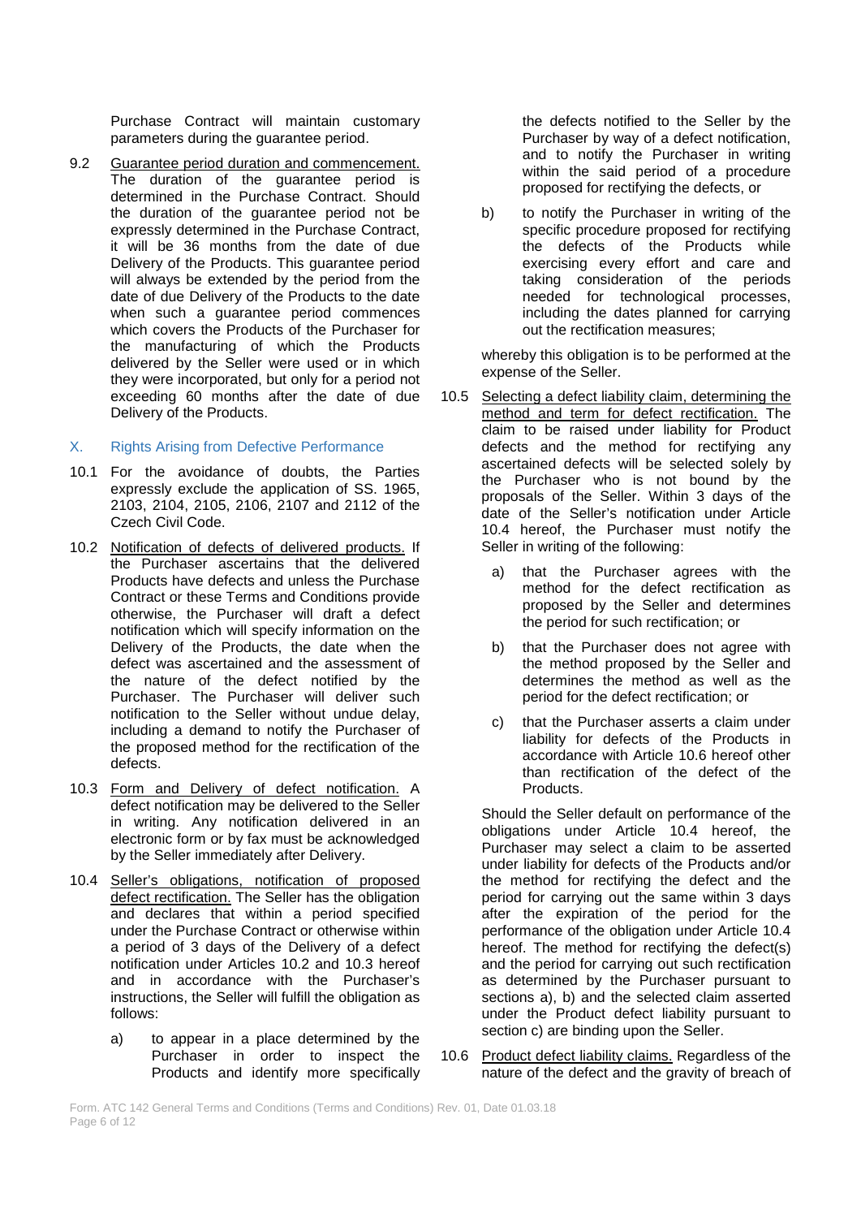Purchase Contract will maintain customary parameters during the guarantee period.

9.2 Guarantee period duration and commencement. The duration of the guarantee period is determined in the Purchase Contract. Should the duration of the guarantee period not be expressly determined in the Purchase Contract, it will be 36 months from the date of due Delivery of the Products. This guarantee period will always be extended by the period from the date of due Delivery of the Products to the date when such a guarantee period commences which covers the Products of the Purchaser for the manufacturing of which the Products delivered by the Seller were used or in which they were incorporated, but only for a period not exceeding 60 months after the date of due Delivery of the Products.

## X. Rights Arising from Defective Performance

10.1 For the avoidance of doubts, the Parties expressly exclude the application of SS. 1965, 2103, 2104, 2105, 2106, 2107 and 2112 of the Czech Civil Code.

10.2 Notification of defects of delivered products. If the Purchaser ascertains that the delivered Products have defects and unless the Purchase Contract or these Terms and Conditions provide otherwise, the Purchaser will draft a defect notification which will specify information on the Delivery of the Products, the date when the defect was ascertained and the assessment of the nature of the defect notified by the Purchaser. The Purchaser will deliver such notification to the Seller without undue delay, including a demand to notify the Purchaser of the proposed method for the rectification of the defects.

10.3 Form and Delivery of defect notification. A defect notification may be delivered to the Seller in writing. Any notification delivered in an electronic form or by fax must be acknowledged by the Seller immediately after Delivery.

10.4 Seller's obligations, notification of proposed defect rectification. The Seller has the obligation and declares that within a period specified under the Purchase Contract or otherwise within a period of 3 days of the Delivery of a defect notification under Articles 10.2 and 10.3 hereof and in accordance with the Purchaser's instructions, the Seller will fulfill the obligation as follows:

a) to appear in a place determined by the Purchaser in order to inspect the Products and identify more specifically the defects notified to the Seller by the Purchaser by way of a defect notification, and to notify the Purchaser in writing within the said period of a procedure proposed for rectifying the defects, or

b) to notify the Purchaser in writing of the specific procedure proposed for rectifying the defects of the Products while exercising every effort and care and taking consideration of the periods needed for technological processes, including the dates planned for carrying out the rectification measures;

whereby this obligation is to be performed at the expense of the Seller.

10.5 Selecting a defect liability claim, determining the method and term for defect rectification. The claim to be raised under liability for Product defects and the method for rectifying any ascertained defects will be selected solely by the Purchaser who is not bound by the proposals of the Seller. Within 3 days of the date of the Seller's notification under Article 10.4 hereof, the Purchaser must notify the Seller in writing of the following:

a) that the Purchaser agrees with the method for the defect rectification as proposed by the Seller and determines the period for such rectification; or

b) that the Purchaser does not agree with the method proposed by the Seller and determines the method as well as the period for the defect rectification; or

c) that the Purchaser asserts a claim under liability for defects of the Products in accordance with Article 10.6 hereof other than rectification of the defect of the Products.

Should the Seller default on performance of the obligations under Article 10.4 hereof, the Purchaser may select a claim to be asserted under liability for defects of the Products and/or the method for rectifying the defect and the period for carrying out the same within 3 days after the expiration of the period for the performance of the obligation under Article 10.4 hereof. The method for rectifying the defect(s) and the period for carrying out such rectification as determined by the Purchaser pursuant to sections a), b) and the selected claim asserted under the Product defect liability pursuant to section c) are binding upon the Seller.

10.6 Product defect liability claims. Regardless of the nature of the defect and the gravity of breach of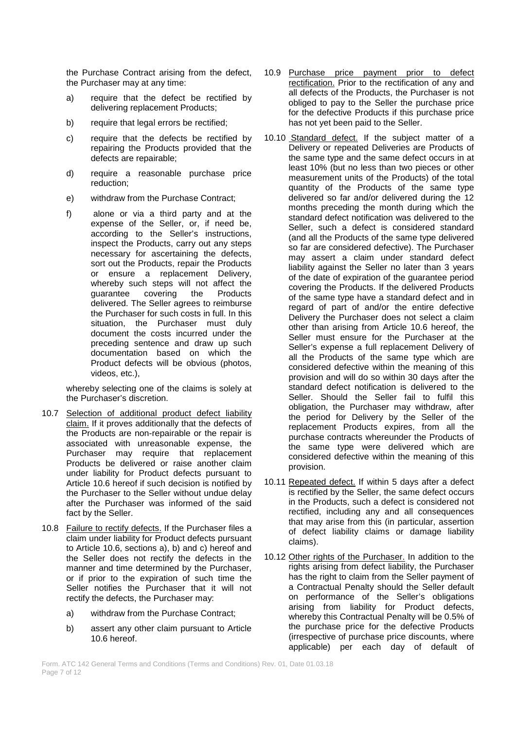the Purchase Contract arising from the defect, the Purchaser may at any time:

a) require that the defect be rectified by delivering replacement Products;

b) require that legal errors be rectified;

c) require that the defects be rectified by repairing the Products provided that the defects are repairable;

d) require a reasonable purchase price reduction;

e) withdraw from the Purchase Contract;

f) alone or via a third party and at the expense of the Seller, or, if need be, according to the Seller's instructions, inspect the Products, carry out any steps necessary for ascertaining the defects, sort out the Products, repair the Products or ensure a replacement Delivery, whereby such steps will not affect the guarantee covering the Products delivered. The Seller agrees to reimburse the Purchaser for such costs in full. In this situation, the Purchaser must duly document the costs incurred under the preceding sentence and draw up such documentation based on which the Product defects will be obvious (photos, videos, etc.),

whereby selecting one of the claims is solely at the Purchaser's discretion.

10.7 Selection of additional product defect liability claim. If it proves additionally that the defects of the Products are non-repairable or the repair is associated with unreasonable expense, the Purchaser may require that replacement Products be delivered or raise another claim under liability for Product defects pursuant to Article 10.6 hereof if such decision is notified by the Purchaser to the Seller without undue delay after the Purchaser was informed of the said fact by the Seller.

10.8 Failure to rectify defects. If the Purchaser files a claim under liability for Product defects pursuant to Article 10.6, sections a), b) and c) hereof and the Seller does not rectify the defects in the manner and time determined by the Purchaser, or if prior to the expiration of such time the Seller notifies the Purchaser that it will not rectify the defects, the Purchaser may:

a) withdraw from the Purchase Contract;

b) assert any other claim pursuant to Article 10.6 hereof.

10.9 Purchase price payment prior to defect rectification. Prior to the rectification of any and all defects of the Products, the Purchaser is not obliged to pay to the Seller the purchase price for the defective Products if this purchase price has not yet been paid to the Seller.

10.10 Standard defect. If the subject matter of a Delivery or repeated Deliveries are Products of the same type and the same defect occurs in at least 10% (but no less than two pieces or other measurement units of the Products) of the total quantity of the Products of the same type delivered so far and/or delivered during the 12 months preceding the month during which the standard defect notification was delivered to the Seller, such a defect is considered standard (and all the Products of the same type delivered so far are considered defective). The Purchaser may assert a claim under standard defect liability against the Seller no later than 3 years of the date of expiration of the guarantee period covering the Products. If the delivered Products of the same type have a standard defect and in regard of part of and/or the entire defective Delivery the Purchaser does not select a claim other than arising from Article 10.6 hereof, the Seller must ensure for the Purchaser at the Seller's expense a full replacement Delivery of all the Products of the same type which are considered defective within the meaning of this provision and will do so within 30 days after the standard defect notification is delivered to the Seller. Should the Seller fail to fulfil this obligation, the Purchaser may withdraw, after the period for Delivery by the Seller of the replacement Products expires, from all the purchase contracts whereunder the Products of the same type were delivered which are considered defective within the meaning of this provision.

10.11 Repeated defect. If within 5 days after a defect is rectified by the Seller, the same defect occurs in the Products, such a defect is considered not rectified, including any and all consequences that may arise from this (in particular, assertion of defect liability claims or damage liability claims).

10.12 Other rights of the Purchaser. In addition to the rights arising from defect liability, the Purchaser has the right to claim from the Seller payment of a Contractual Penalty should the Seller default on performance of the Seller's obligations arising from liability for Product defects, whereby this Contractual Penalty will be 0.5% of the purchase price for the defective Products (irrespective of purchase price discounts, where applicable) per each day of default of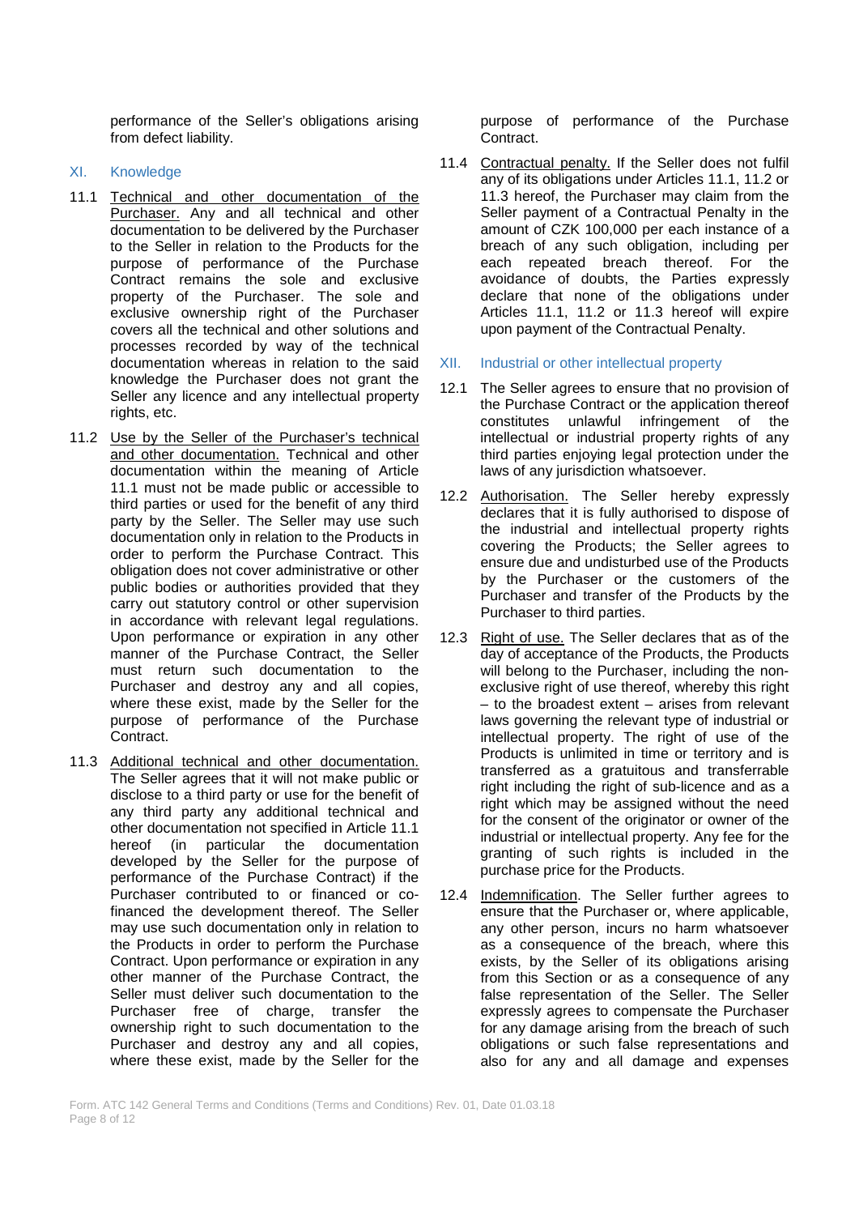performance of the Seller's obligations arising from defect liability.

## XI. Knowledge

11.1 <u>Technical and other documentation of the Purchaser.</u> Any and all technical and other documentation to be delivered by the Purchaser to the Seller in relation to the Products for the purpose of performance of the Purchase Contract remains the sole and exclusive property of the Purchaser. The sole and exclusive ownership right of the Purchaser covers all the technical and other solutions and processes recorded by way of the technical documentation whereas in relation to the said knowledge the Purchaser does not grant the Seller any licence and any intellectual property rights, etc.

11.2 <u>Use by the Seller of the Purchaser's technical and other documentation.</u> Technical and other documentation within the meaning of Article 11.1 must not be made public or accessible to third parties or used for the benefit of any third party by the Seller. The Seller may use such documentation only in relation to the Products in order to perform the Purchase Contract. This obligation does not cover administrative or other public bodies or authorities provided that they carry out statutory control or other supervision in accordance with relevant legal regulations. Upon performance or expiration in any other manner of the Purchase Contract, the Seller must return such documentation to the Purchaser and destroy any and all copies, where these exist, made by the Seller for the purpose of performance of the Purchase Contract.

11.3 <u>Additional technical and other documentation.</u> The Seller agrees that it will not make public or disclose to a third party or use for the benefit of any third party any additional technical and other documentation not specified in Article 11.1 hereof (in particular the documentation developed by the Seller for the purpose of performance of the Purchase Contract) if the Purchaser contributed to or financed or co-financed the development thereof. The Seller may use such documentation only in relation to the Products in order to perform the Purchase Contract. Upon performance or expiration in any other manner of the Purchase Contract, the Seller must deliver such documentation to the Purchaser free of charge, transfer the ownership right to such documentation to the Purchaser and destroy any and all copies, where these exist, made by the Seller for the purpose of performance of the Purchase Contract.

11.4 <u>Contractual penalty.</u> If the Seller does not fulfil any of its obligations under Articles 11.1, 11.2 or 11.3 hereof, the Purchaser may claim from the Seller payment of a Contractual Penalty in the amount of CZK 100,000 per each instance of a breach of any such obligation, including per each repeated breach thereof. For the avoidance of doubts, the Parties expressly declare that none of the obligations under Articles 11.1, 11.2 or 11.3 hereof will expire upon payment of the Contractual Penalty.

## XII. Industrial or other intellectual property

12.1 The Seller agrees to ensure that no provision of the Purchase Contract or the application thereof constitutes unlawful infringement of the intellectual or industrial property rights of any third parties enjoying legal protection under the laws of any jurisdiction whatsoever.

12.2 <u>Authorisation.</u> The Seller hereby expressly declares that it is fully authorised to dispose of the industrial and intellectual property rights covering the Products; the Seller agrees to ensure due and undisturbed use of the Products by the Purchaser or the customers of the Purchaser and transfer of the Products by the Purchaser to third parties.

12.3 <u>Right of use.</u> The Seller declares that as of the day of acceptance of the Products, the Products will belong to the Purchaser, including the non-exclusive right of use thereof, whereby this right – to the broadest extent – arises from relevant laws governing the relevant type of industrial or intellectual property. The right of use of the Products is unlimited in time or territory and is transferred as a gratuitous and transferrable right including the right of sub-licence and as a right which may be assigned without the need for the consent of the originator or owner of the industrial or intellectual property. Any fee for the granting of such rights is included in the purchase price for the Products.

12.4 <u>Indemnification</u>. The Seller further agrees to ensure that the Purchaser or, where applicable, any other person, incurs no harm whatsoever as a consequence of the breach, where this exists, by the Seller of its obligations arising from this Section or as a consequence of any false representation of the Seller. The Seller expressly agrees to compensate the Purchaser for any damage arising from the breach of such obligations or such false representations and also for any and all damage and expenses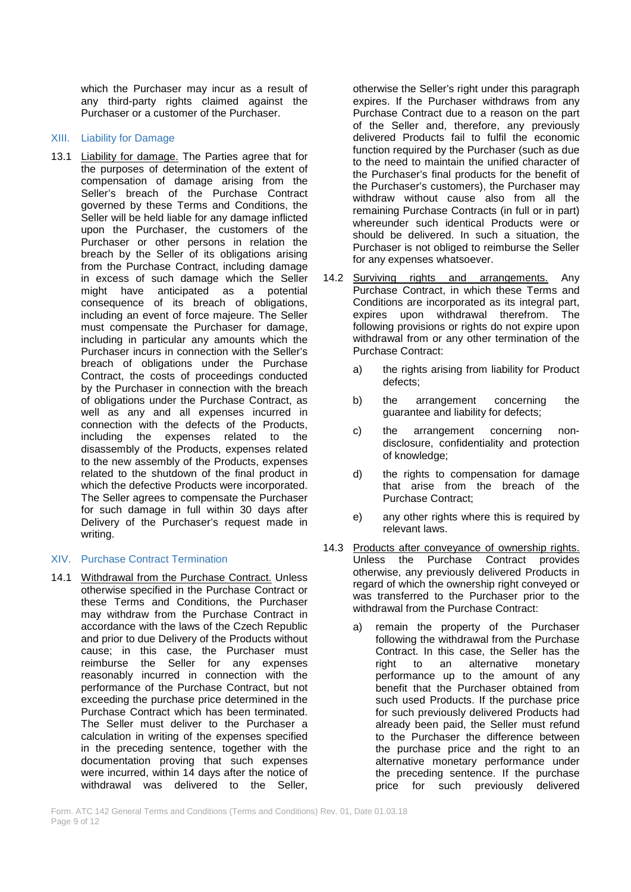which the Purchaser may incur as a result of any third-party rights claimed against the Purchaser or a customer of the Purchaser.

## XIII. Liability for Damage

13.1 Liability for damage. The Parties agree that for the purposes of determination of the extent of compensation of damage arising from the Seller's breach of the Purchase Contract governed by these Terms and Conditions, the Seller will be held liable for any damage inflicted upon the Purchaser, the customers of the Purchaser or other persons in relation the breach by the Seller of its obligations arising from the Purchase Contract, including damage in excess of such damage which the Seller might have anticipated as a potential consequence of its breach of obligations, including an event of force majeure. The Seller must compensate the Purchaser for damage, including in particular any amounts which the Purchaser incurs in connection with the Seller's breach of obligations under the Purchase Contract, the costs of proceedings conducted by the Purchaser in connection with the breach of obligations under the Purchase Contract, as well as any and all expenses incurred in connection with the defects of the Products, including the expenses related to the disassembly of the Products, expenses related to the new assembly of the Products, expenses related to the shutdown of the final product in which the defective Products were incorporated. The Seller agrees to compensate the Purchaser for such damage in full within 30 days after Delivery of the Purchaser's request made in writing.

## XIV. Purchase Contract Termination

14.1 Withdrawal from the Purchase Contract. Unless otherwise specified in the Purchase Contract or these Terms and Conditions, the Purchaser may withdraw from the Purchase Contract in accordance with the laws of the Czech Republic and prior to due Delivery of the Products without cause; in this case, the Purchaser must reimburse the Seller for any expenses reasonably incurred in connection with the performance of the Purchase Contract, but not exceeding the purchase price determined in the Purchase Contract which has been terminated. The Seller must deliver to the Purchaser a calculation in writing of the expenses specified in the preceding sentence, together with the documentation proving that such expenses were incurred, within 14 days after the notice of withdrawal was delivered to the Seller, otherwise the Seller's right under this paragraph expires. If the Purchaser withdraws from any Purchase Contract due to a reason on the part of the Seller and, therefore, any previously delivered Products fail to fulfil the economic function required by the Purchaser (such as due to the need to maintain the unified character of the Purchaser's final products for the benefit of the Purchaser's customers), the Purchaser may withdraw without cause also from all the remaining Purchase Contracts (in full or in part) whereunder such identical Products were or should be delivered. In such a situation, the Purchaser is not obliged to reimburse the Seller for any expenses whatsoever.

14.2 Surviving rights and arrangements. Any Purchase Contract, in which these Terms and Conditions are incorporated as its integral part, expires upon withdrawal therefrom. The following provisions or rights do not expire upon withdrawal from or any other termination of the Purchase Contract:

a) the rights arising from liability for Product defects;

b) the arrangement concerning the guarantee and liability for defects;

c) the arrangement concerning non-disclosure, confidentiality and protection of knowledge;

d) the rights to compensation for damage that arise from the breach of the Purchase Contract;

e) any other rights where this is required by relevant laws.

14.3 Products after conveyance of ownership rights. Unless the Purchase Contract provides otherwise, any previously delivered Products in regard of which the ownership right conveyed or was transferred to the Purchaser prior to the withdrawal from the Purchase Contract:

a) remain the property of the Purchaser following the withdrawal from the Purchase Contract. In this case, the Seller has the right to an alternative monetary performance up to the amount of any benefit that the Purchaser obtained from such used Products. If the purchase price for such previously delivered Products had already been paid, the Seller must refund to the Purchaser the difference between the purchase price and the right to an alternative monetary performance under the preceding sentence. If the purchase price for such previously delivered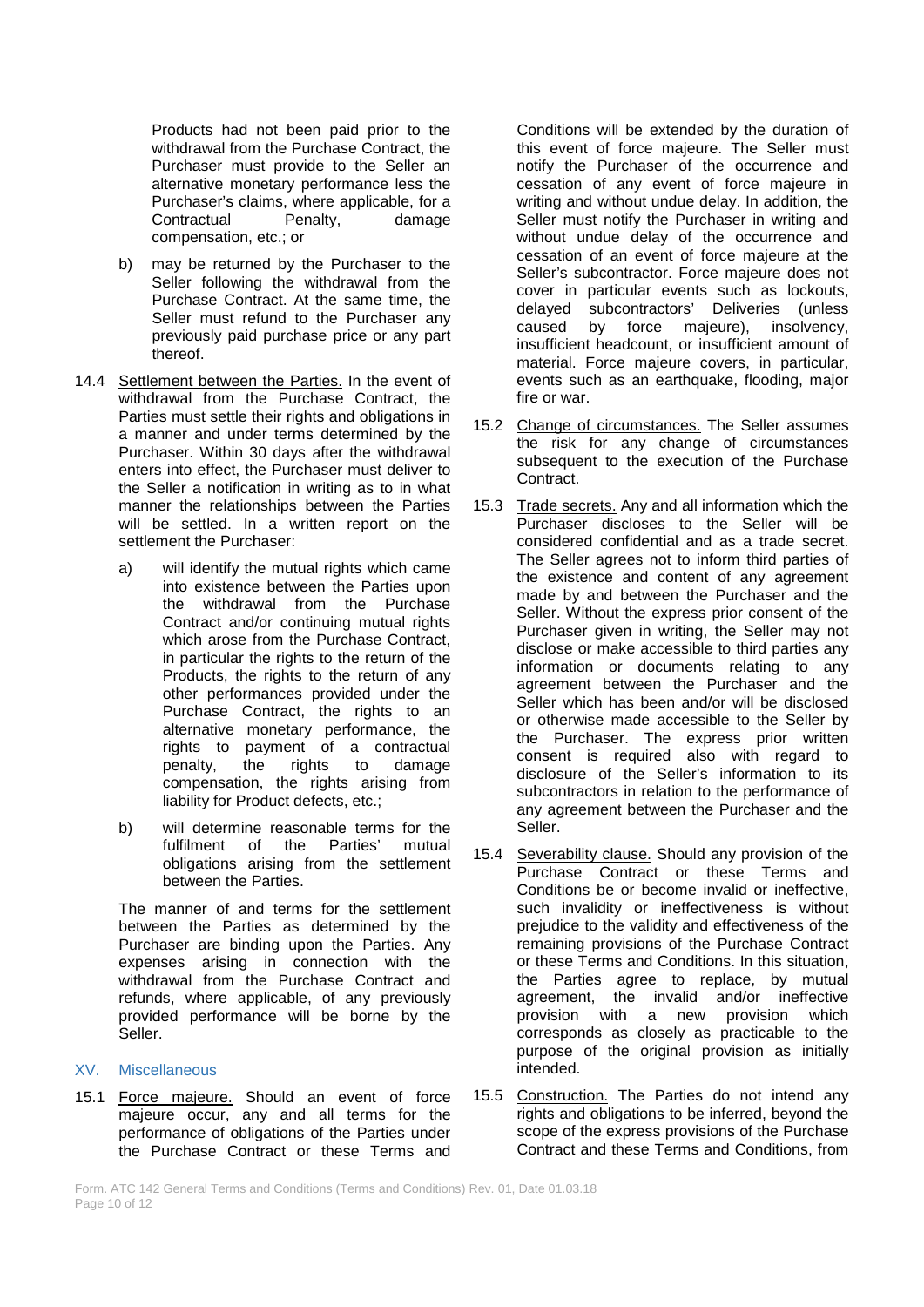Products had not been paid prior to the withdrawal from the Purchase Contract, the Purchaser must provide to the Seller an alternative monetary performance less the Purchaser's claims, where applicable, for a Contractual Penalty, damage compensation, etc.; or

b) may be returned by the Purchaser to the Seller following the withdrawal from the Purchase Contract. At the same time, the Seller must refund to the Purchaser any previously paid purchase price or any part thereof.

14.4 Settlement between the Parties. In the event of withdrawal from the Purchase Contract, the Parties must settle their rights and obligations in a manner and under terms determined by the Purchaser. Within 30 days after the withdrawal enters into effect, the Purchaser must deliver to the Seller a notification in writing as to in what manner the relationships between the Parties will be settled. In a written report on the settlement the Purchaser:

a) will identify the mutual rights which came into existence between the Parties upon the withdrawal from the Purchase Contract and/or continuing mutual rights which arose from the Purchase Contract, in particular the rights to the return of the Products, the rights to the return of any other performances provided under the Purchase Contract, the rights to an alternative monetary performance, the rights to payment of a contractual penalty, the rights to damage compensation, the rights arising from liability for Product defects, etc.;

b) will determine reasonable terms for the fulfilment of the Parties' mutual obligations arising from the settlement between the Parties.

The manner of and terms for the settlement between the Parties as determined by the Purchaser are binding upon the Parties. Any expenses arising in connection with the withdrawal from the Purchase Contract and refunds, where applicable, of any previously provided performance will be borne by the Seller.

## XV. Miscellaneous

15.1 Force majeure. Should an event of force majeure occur, any and all terms for the performance of obligations of the Parties under the Purchase Contract or these Terms and Conditions will be extended by the duration of this event of force majeure. The Seller must notify the Purchaser of the occurrence and cessation of any event of force majeure in writing and without undue delay. In addition, the Seller must notify the Purchaser in writing and without undue delay of the occurrence and cessation of an event of force majeure at the Seller's subcontractor. Force majeure does not cover in particular events such as lockouts, delayed subcontractors' Deliveries (unless caused by force majeure), insolvency, insufficient headcount, or insufficient amount of material. Force majeure covers, in particular, events such as an earthquake, flooding, major fire or war.

15.2 Change of circumstances. The Seller assumes the risk for any change of circumstances subsequent to the execution of the Purchase Contract.

15.3 Trade secrets. Any and all information which the Purchaser discloses to the Seller will be considered confidential and as a trade secret. The Seller agrees not to inform third parties of the existence and content of any agreement made by and between the Purchaser and the Seller. Without the express prior consent of the Purchaser given in writing, the Seller may not disclose or make accessible to third parties any information or documents relating to any agreement between the Purchaser and the Seller which has been and/or will be disclosed or otherwise made accessible to the Seller by the Purchaser. The express prior written consent is required also with regard to disclosure of the Seller's information to its subcontractors in relation to the performance of any agreement between the Purchaser and the Seller.

15.4 Severability clause. Should any provision of the Purchase Contract or these Terms and Conditions be or become invalid or ineffective, such invalidity or ineffectiveness is without prejudice to the validity and effectiveness of the remaining provisions of the Purchase Contract or these Terms and Conditions. In this situation, the Parties agree to replace, by mutual agreement, the invalid and/or ineffective provision with a new provision which corresponds as closely as practicable to the purpose of the original provision as initially intended.

15.5 Construction. The Parties do not intend any rights and obligations to be inferred, beyond the scope of the express provisions of the Purchase Contract and these Terms and Conditions, from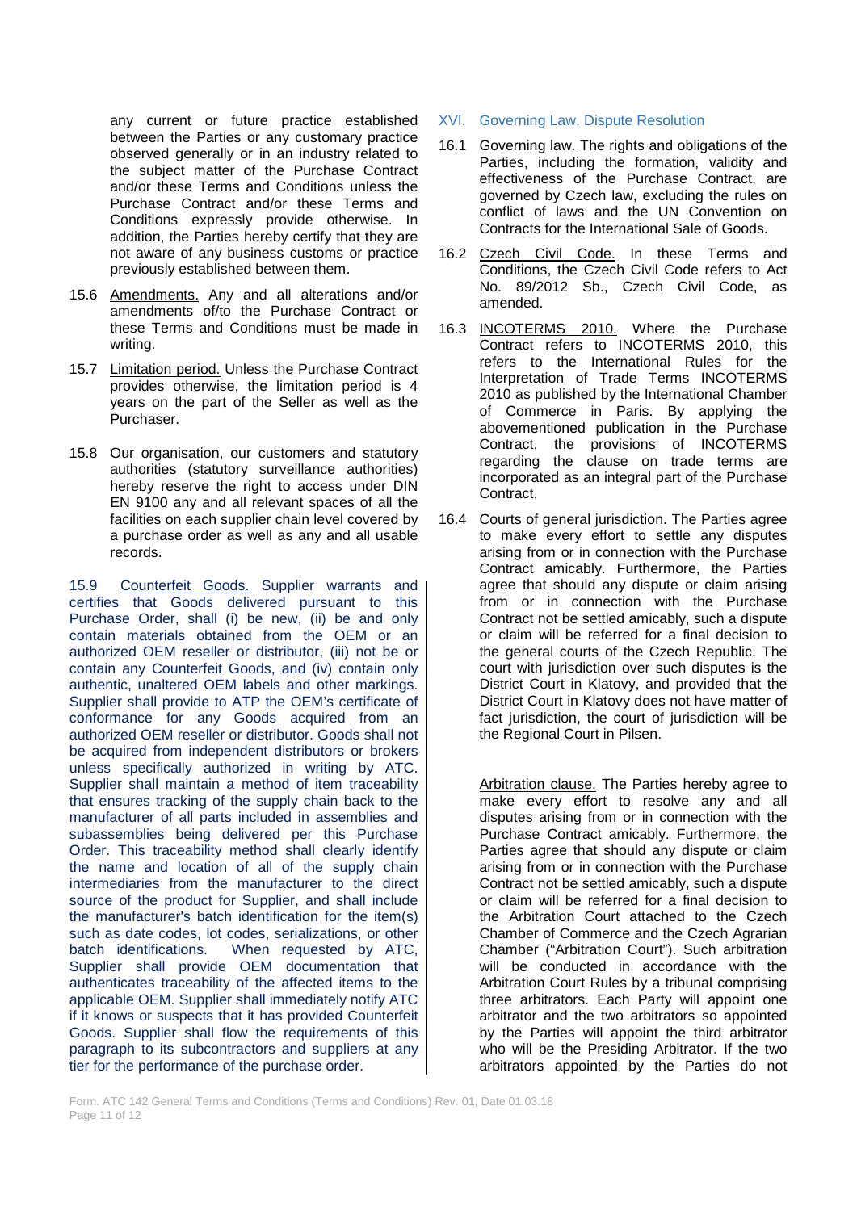any current or future practice established between the Parties or any customary practice observed generally or in an industry related to the subject matter of the Purchase Contract and/or these Terms and Conditions unless the Purchase Contract and/or these Terms and Conditions expressly provide otherwise. In addition, the Parties hereby certify that they are not aware of any business customs or practice previously established between them.

15.6 Amendments. Any and all alterations and/or amendments of/to the Purchase Contract or these Terms and Conditions must be made in writing.

15.7 Limitation period. Unless the Purchase Contract provides otherwise, the limitation period is 4 years on the part of the Seller as well as the Purchaser.

15.8 Our organisation, our customers and statutory authorities (statutory surveillance authorities) hereby reserve the right to access under DIN EN 9100 any and all relevant spaces of all the facilities on each supplier chain level covered by a purchase order as well as any and all usable records.

15.9 Counterfeit Goods. Supplier warrants and certifies that Goods delivered pursuant to this Purchase Order, shall (i) be new, (ii) be and only contain materials obtained from the OEM or an authorized OEM reseller or distributor, (iii) not be or contain any Counterfeit Goods, and (iv) contain only authentic, unaltered OEM labels and other markings. Supplier shall provide to ATP the OEM's certificate of conformance for any Goods acquired from an authorized OEM reseller or distributor. Goods shall not be acquired from independent distributors or brokers unless specifically authorized in writing by ATC. Supplier shall maintain a method of item traceability that ensures tracking of the supply chain back to the manufacturer of all parts included in assemblies and subassemblies being delivered per this Purchase Order. This traceability method shall clearly identify the name and location of all of the supply chain intermediaries from the manufacturer to the direct source of the product for Supplier, and shall include the manufacturer's batch identification for the item(s) such as date codes, lot codes, serializations, or other batch identifications. When requested by ATC, Supplier shall provide OEM documentation that authenticates traceability of the affected items to the applicable OEM. Supplier shall immediately notify ATC if it knows or suspects that it has provided Counterfeit Goods. Supplier shall flow the requirements of this paragraph to its subcontractors and suppliers at any tier for the performance of the purchase order.

## XVI. Governing Law, Dispute Resolution

16.1 Governing law. The rights and obligations of the Parties, including the formation, validity and effectiveness of the Purchase Contract, are governed by Czech law, excluding the rules on conflict of laws and the UN Convention on Contracts for the International Sale of Goods.

16.2 Czech Civil Code. In these Terms and Conditions, the Czech Civil Code refers to Act No. 89/2012 Sb., Czech Civil Code, as amended.

16.3 INCOTERMS 2010. Where the Purchase Contract refers to INCOTERMS 2010, this refers to the International Rules for the Interpretation of Trade Terms INCOTERMS 2010 as published by the International Chamber of Commerce in Paris. By applying the abovementioned publication in the Purchase Contract, the provisions of INCOTERMS regarding the clause on trade terms are incorporated as an integral part of the Purchase Contract.

16.4 Courts of general jurisdiction. The Parties agree to make every effort to settle any disputes arising from or in connection with the Purchase Contract amicably. Furthermore, the Parties agree that should any dispute or claim arising from or in connection with the Purchase Contract not be settled amicably, such a dispute or claim will be referred for a final decision to the general courts of the Czech Republic. The court with jurisdiction over such disputes is the District Court in Klatovy, and provided that the District Court in Klatovy does not have matter of fact jurisdiction, the court of jurisdiction will be the Regional Court in Pilsen.

Arbitration clause. The Parties hereby agree to make every effort to resolve any and all disputes arising from or in connection with the Purchase Contract amicably. Furthermore, the Parties agree that should any dispute or claim arising from or in connection with the Purchase Contract not be settled amicably, such a dispute or claim will be referred for a final decision to the Arbitration Court attached to the Czech Chamber of Commerce and the Czech Agrarian Chamber ("Arbitration Court"). Such arbitration will be conducted in accordance with the Arbitration Court Rules by a tribunal comprising three arbitrators. Each Party will appoint one arbitrator and the two arbitrators so appointed by the Parties will appoint the third arbitrator who will be the Presiding Arbitrator. If the two arbitrators appointed by the Parties do not

Form. ATC 142 General Terms and Conditions (Terms and Conditions) Rev. 01, Date 01.03.18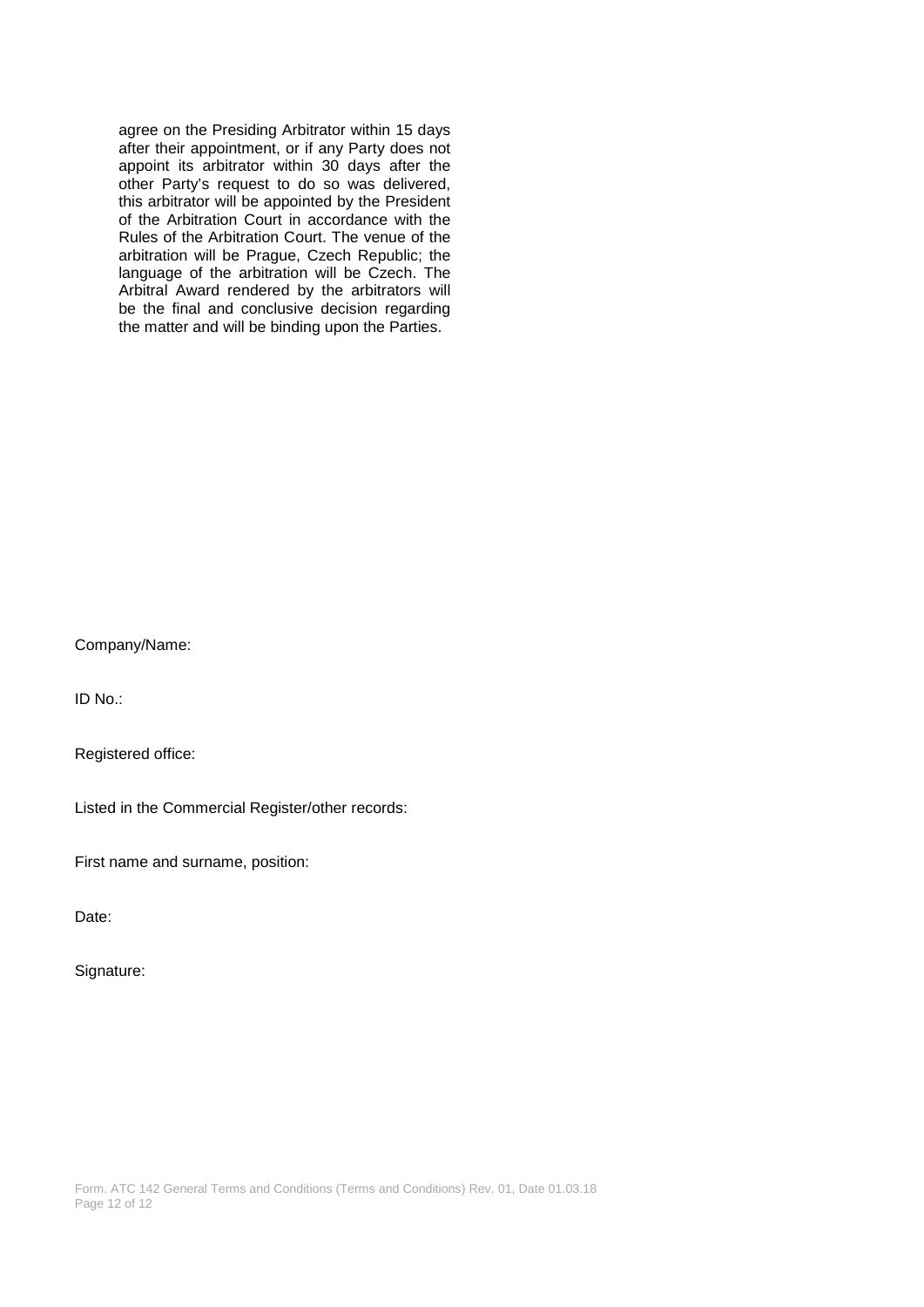agree on the Presiding Arbitrator within 15 days after their appointment, or if any Party does not appoint its arbitrator within 30 days after the other Party's request to do so was delivered, this arbitrator will be appointed by the President of the Arbitration Court in accordance with the Rules of the Arbitration Court. The venue of the arbitration will be Prague, Czech Republic; the language of the arbitration will be Czech. The Arbitral Award rendered by the arbitrators will be the final and conclusive decision regarding the matter and will be binding upon the Parties.

Company/Name:

ID No.:

Registered office:

Listed in the Commercial Register/other records:

First name and surname, position:

Date:

Signature: